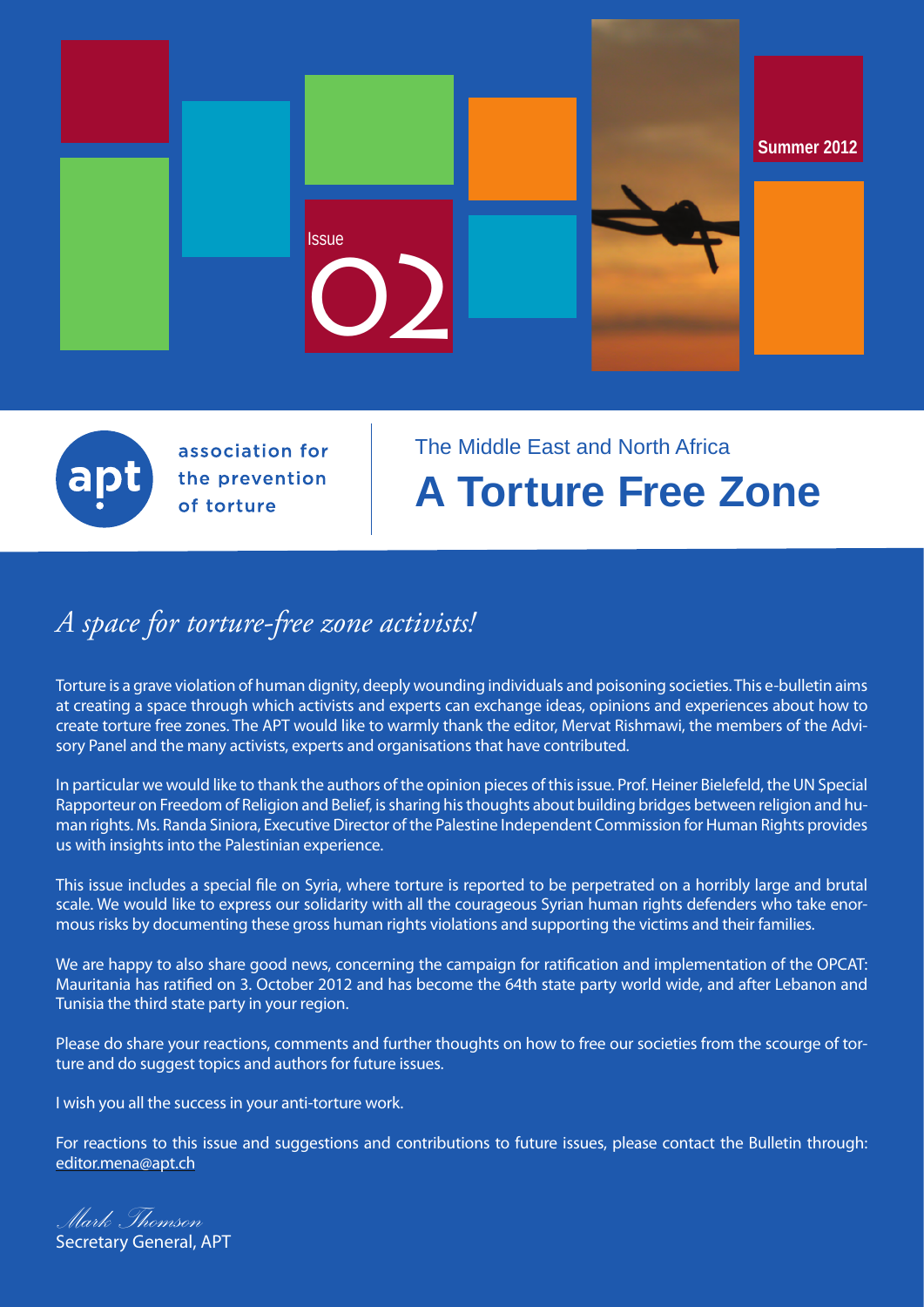Issue 02

Summer 2012

association for the prevention of torture

The Middle East and North Africa

# A Torture Free Zone

## *A space for torture-free zone activists!*

Torture is a grave violation of human dignity, deeply wounding individuals and poisoning societies. This e-bulletin aims at creating a space through which activists and experts can exchange ideas, opinions and experiences about how to create torture free zones. The APT would like to warmly thank the editor, Mervat Rishmawi, the members of the Advisory Panel and the many activists, experts and organisations that have contributed.

In particular we would like to thank the authors of the opinion pieces of this issue. Prof. Heiner Bielefeld, the UN Special Rapporteur on Freedom of Religion and Belief, is sharing his thoughts about building bridges between religion and human rights. Ms. Randa Siniora, Executive Director of the Palestine Independent Commission for Human Rights provides us with insights into the Palestinian experience.

This issue includes a special file on Syria, where torture is reported to be perpetrated on a horribly large and brutal scale. We would like to express our solidarity with all the courageous Syrian human rights defenders who take enormous risks by documenting these gross human rights violations and supporting the victims and their families.

We are happy to also share good news, concerning the campaign for ratification and implementation of the OPCAT: Mauritania has ratified on 3. October 2012 and has become the 64th state party world wide, and after Lebanon and Tunisia the third state party in your region.

Please do share your reactions, comments and further thoughts on how to free our societies from the scourge of torture and do suggest topics and authors for future issues.

I wish you all the success in your anti-torture work.

For reactions to this issue and suggestions and contributions to future issues, please contact the Bulletin through: editor.mena@apt.ch

*Mark Thomson*
Secretary General, APT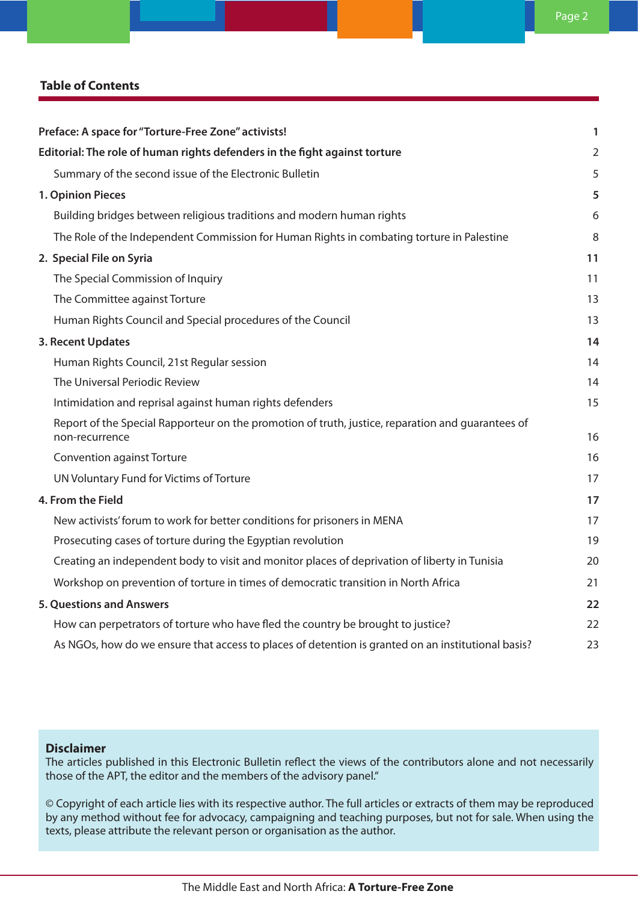## Table of Contents

| | |
|---|---|
| **Preface: A space for "Torture-Free Zone" activists!** | **1** |
| **Editorial: The role of human rights defenders in the fight against torture** | 2 |
| Summary of the second issue of the Electronic Bulletin | 5 |
| **1. Opinion Pieces** | **5** |
| Building bridges between religious traditions and modern human rights | 6 |
| The Role of the Independent Commission for Human Rights in combating torture in Palestine | 8 |
| **2. Special File on Syria** | **11** |
| The Special Commission of Inquiry | 11 |
| The Committee against Torture | 13 |
| Human Rights Council and Special procedures of the Council | 13 |
| **3. Recent Updates** | **14** |
| Human Rights Council, 21st Regular session | 14 |
| The Universal Periodic Review | 14 |
| Intimidation and reprisal against human rights defenders | 15 |
| Report of the Special Rapporteur on the promotion of truth, justice, reparation and guarantees of non-recurrence | 16 |
| Convention against Torture | 16 |
| UN Voluntary Fund for Victims of Torture | 17 |
| **4. From the Field** | **17** |
| New activists' forum to work for better conditions for prisoners in MENA | 17 |
| Prosecuting cases of torture during the Egyptian revolution | 19 |
| Creating an independent body to visit and monitor places of deprivation of liberty in Tunisia | 20 |
| Workshop on prevention of torture in times of democratic transition in North Africa | 21 |
| **5. Questions and Answers** | **22** |
| How can perpetrators of torture who have fled the country be brought to justice? | 22 |
| As NGOs, how do we ensure that access to places of detention is granted on an institutional basis? | 23 |

**Disclaimer**
The articles published in this Electronic Bulletin reflect the views of the contributors alone and not necessarily those of the APT, the editor and the members of the advisory panel."

© Copyright of each article lies with its respective author. The full articles or extracts of them may be reproduced by any method without fee for advocacy, campaigning and teaching purposes, but not for sale. When using the texts, please attribute the relevant person or organisation as the author.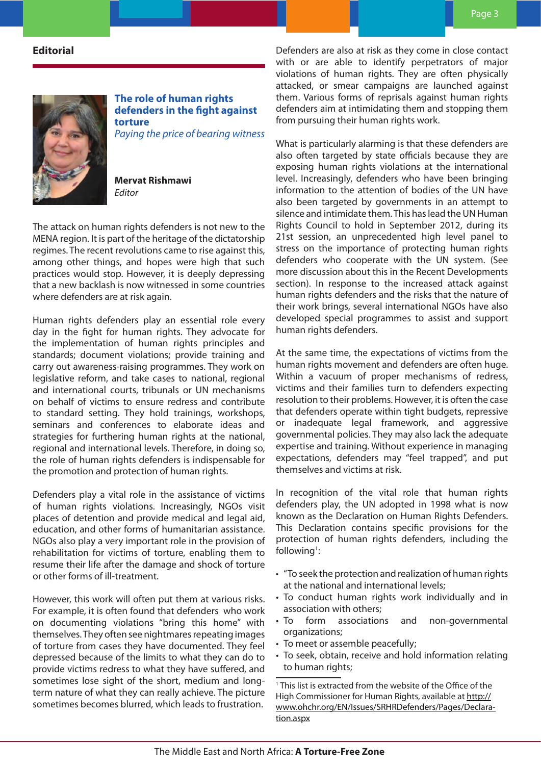## Editorial

### The role of human rights defenders in the fight against torture

*Paying the price of bearing witness*

**Mervat Rishmawi**
*Editor*

The attack on human rights defenders is not new to the MENA region. It is part of the heritage of the dictatorship regimes. The recent revolutions came to rise against this, among other things, and hopes were high that such practices would stop. However, it is deeply depressing that a new backlash is now witnessed in some countries where defenders are at risk again.

Human rights defenders play an essential role every day in the fight for human rights. They advocate for the implementation of human rights principles and standards; document violations; provide training and carry out awareness-raising programmes. They work on legislative reform, and take cases to national, regional and international courts, tribunals or UN mechanisms on behalf of victims to ensure redress and contribute to standard setting. They hold trainings, workshops, seminars and conferences to elaborate ideas and strategies for furthering human rights at the national, regional and international levels. Therefore, in doing so, the role of human rights defenders is indispensable for the promotion and protection of human rights.

Defenders play a vital role in the assistance of victims of human rights violations. Increasingly, NGOs visit places of detention and provide medical and legal aid, education, and other forms of humanitarian assistance. NGOs also play a very important role in the provision of rehabilitation for victims of torture, enabling them to resume their life after the damage and shock of torture or other forms of ill-treatment.

However, this work will often put them at various risks. For example, it is often found that defenders who work on documenting violations "bring this home" with themselves. They often see nightmares repeating images of torture from cases they have documented. They feel depressed because of the limits to what they can do to provide victims redress to what they have suffered, and sometimes lose sight of the short, medium and long-term nature of what they can really achieve. The picture sometimes becomes blurred, which leads to frustration.

Defenders are also at risk as they come in close contact with or are able to identify perpetrators of major violations of human rights. They are often physically attacked, or smear campaigns are launched against them. Various forms of reprisals against human rights defenders aim at intimidating them and stopping them from pursuing their human rights work.

What is particularly alarming is that these defenders are also often targeted by state officials because they are exposing human rights violations at the international level. Increasingly, defenders who have been bringing information to the attention of bodies of the UN have also been targeted by governments in an attempt to silence and intimidate them. This has lead the UN Human Rights Council to hold in September 2012, during its 21st session, an unprecedented high level panel to stress on the importance of protecting human rights defenders who cooperate with the UN system. (See more discussion about this in the Recent Developments section). In response to the increased attack against human rights defenders and the risks that the nature of their work brings, several international NGOs have also developed special programmes to assist and support human rights defenders.

At the same time, the expectations of victims from the human rights movement and defenders are often huge. Within a vacuum of proper mechanisms of redress, victims and their families turn to defenders expecting resolution to their problems. However, it is often the case that defenders operate within tight budgets, repressive or inadequate legal framework, and aggressive governmental policies. They may also lack the adequate expertise and training. Without experience in managing expectations, defenders may "feel trapped", and put themselves and victims at risk.

In recognition of the vital role that human rights defenders play, the UN adopted in 1998 what is now known as the Declaration on Human Rights Defenders. This Declaration contains specific provisions for the protection of human rights defenders, including the following[1]:

- "To seek the protection and realization of human rights at the national and international levels;
- To conduct human rights work individually and in association with others;
- To form associations and non-governmental organizations;
- To meet or assemble peacefully;
- To seek, obtain, receive and hold information relating to human rights;

[1] This list is extracted from the website of the Office of the High Commissioner for Human Rights, available at http://www.ohchr.org/EN/Issues/SRHRDefenders/Pages/Declaration.aspx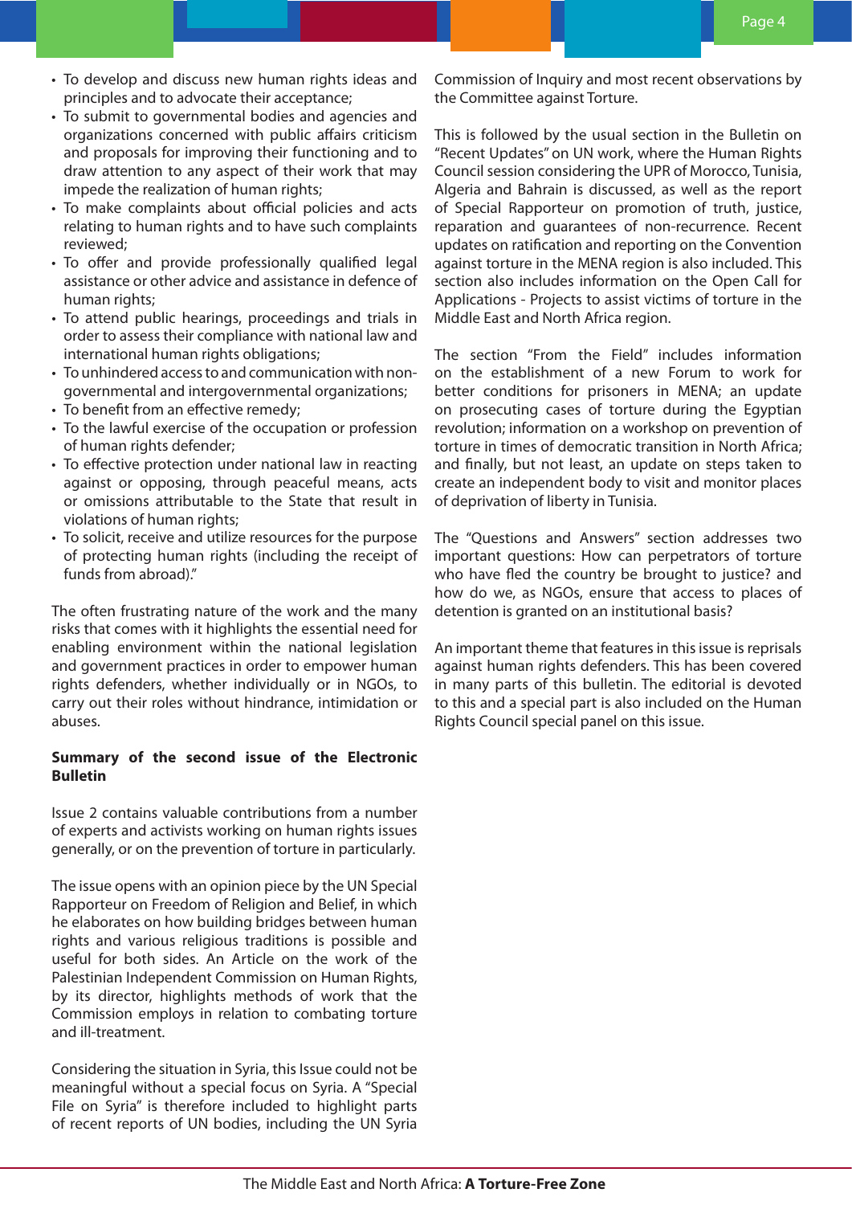- To develop and discuss new human rights ideas and principles and to advocate their acceptance;
- To submit to governmental bodies and agencies and organizations concerned with public affairs criticism and proposals for improving their functioning and to draw attention to any aspect of their work that may impede the realization of human rights;
- To make complaints about official policies and acts relating to human rights and to have such complaints reviewed;
- To offer and provide professionally qualified legal assistance or other advice and assistance in defence of human rights;
- To attend public hearings, proceedings and trials in order to assess their compliance with national law and international human rights obligations;
- To unhindered access to and communication with non-governmental and intergovernmental organizations;
- To benefit from an effective remedy;
- To the lawful exercise of the occupation or profession of human rights defender;
- To effective protection under national law in reacting against or opposing, through peaceful means, acts or omissions attributable to the State that result in violations of human rights;
- To solicit, receive and utilize resources for the purpose of protecting human rights (including the receipt of funds from abroad)."

The often frustrating nature of the work and the many risks that comes with it highlights the essential need for enabling environment within the national legislation and government practices in order to empower human rights defenders, whether individually or in NGOs, to carry out their roles without hindrance, intimidation or abuses.

**Summary of the second issue of the Electronic Bulletin**

Issue 2 contains valuable contributions from a number of experts and activists working on human rights issues generally, or on the prevention of torture in particularly.

The issue opens with an opinion piece by the UN Special Rapporteur on Freedom of Religion and Belief, in which he elaborates on how building bridges between human rights and various religious traditions is possible and useful for both sides. An Article on the work of the Palestinian Independent Commission on Human Rights, by its director, highlights methods of work that the Commission employs in relation to combating torture and ill-treatment.

Considering the situation in Syria, this Issue could not be meaningful without a special focus on Syria. A "Special File on Syria" is therefore included to highlight parts of recent reports of UN bodies, including the UN Syria Commission of Inquiry and most recent observations by the Committee against Torture.

This is followed by the usual section in the Bulletin on "Recent Updates" on UN work, where the Human Rights Council session considering the UPR of Morocco, Tunisia, Algeria and Bahrain is discussed, as well as the report of Special Rapporteur on promotion of truth, justice, reparation and guarantees of non-recurrence. Recent updates on ratification and reporting on the Convention against torture in the MENA region is also included. This section also includes information on the Open Call for Applications - Projects to assist victims of torture in the Middle East and North Africa region.

The section "From the Field" includes information on the establishment of a new Forum to work for better conditions for prisoners in MENA; an update on prosecuting cases of torture during the Egyptian revolution; information on a workshop on prevention of torture in times of democratic transition in North Africa; and finally, but not least, an update on steps taken to create an independent body to visit and monitor places of deprivation of liberty in Tunisia.

The "Questions and Answers" section addresses two important questions: How can perpetrators of torture who have fled the country be brought to justice? and how do we, as NGOs, ensure that access to places of detention is granted on an institutional basis?

An important theme that features in this issue is reprisals against human rights defenders. This has been covered in many parts of this bulletin. The editorial is devoted to this and a special part is also included on the Human Rights Council special panel on this issue.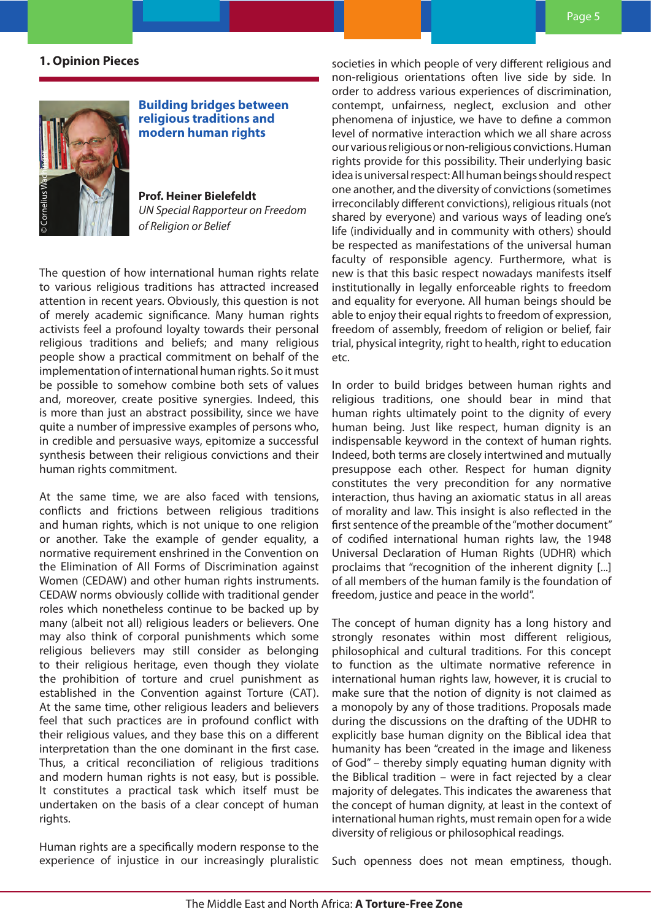## 1. Opinion Pieces

### Building bridges between religious traditions and modern human rights

**Prof. Heiner Bielefeldt**
*UN Special Rapporteur on Freedom of Religion or Belief*

The question of how international human rights relate to various religious traditions has attracted increased attention in recent years. Obviously, this question is not of merely academic significance. Many human rights activists feel a profound loyalty towards their personal religious traditions and beliefs; and many religious people show a practical commitment on behalf of the implementation of international human rights. So it must be possible to somehow combine both sets of values and, moreover, create positive synergies. Indeed, this is more than just an abstract possibility, since we have quite a number of impressive examples of persons who, in credible and persuasive ways, epitomize a successful synthesis between their religious convictions and their human rights commitment.

At the same time, we are also faced with tensions, conflicts and frictions between religious traditions and human rights, which is not unique to one religion or another. Take the example of gender equality, a normative requirement enshrined in the Convention on the Elimination of All Forms of Discrimination against Women (CEDAW) and other human rights instruments. CEDAW norms obviously collide with traditional gender roles which nonetheless continue to be backed up by many (albeit not all) religious leaders or believers. One may also think of corporal punishments which some religious believers may still consider as belonging to their religious heritage, even though they violate the prohibition of torture and cruel punishment as established in the Convention against Torture (CAT). At the same time, other religious leaders and believers feel that such practices are in profound conflict with their religious values, and they base this on a different interpretation than the one dominant in the first case. Thus, a critical reconciliation of religious traditions and modern human rights is not easy, but is possible. It constitutes a practical task which itself must be undertaken on the basis of a clear concept of human rights.

Human rights are a specifically modern response to the experience of injustice in our increasingly pluralistic societies in which people of very different religious and non-religious orientations often live side by side. In order to address various experiences of discrimination, contempt, unfairness, neglect, exclusion and other phenomena of injustice, we have to define a common level of normative interaction which we all share across our various religious or non-religious convictions. Human rights provide for this possibility. Their underlying basic idea is universal respect: All human beings should respect one another, and the diversity of convictions (sometimes irreconcilably different convictions), religious rituals (not shared by everyone) and various ways of leading one's life (individually and in community with others) should be respected as manifestations of the universal human faculty of responsible agency. Furthermore, what is new is that this basic respect nowadays manifests itself institutionally in legally enforceable rights to freedom and equality for everyone. All human beings should be able to enjoy their equal rights to freedom of expression, freedom of assembly, freedom of religion or belief, fair trial, physical integrity, right to health, right to education etc.

In order to build bridges between human rights and religious traditions, one should bear in mind that human rights ultimately point to the dignity of every human being. Just like respect, human dignity is an indispensable keyword in the context of human rights. Indeed, both terms are closely intertwined and mutually presuppose each other. Respect for human dignity constitutes the very precondition for any normative interaction, thus having an axiomatic status in all areas of morality and law. This insight is also reflected in the first sentence of the preamble of the "mother document" of codified international human rights law, the 1948 Universal Declaration of Human Rights (UDHR) which proclaims that "recognition of the inherent dignity [...] of all members of the human family is the foundation of freedom, justice and peace in the world".

The concept of human dignity has a long history and strongly resonates within most different religious, philosophical and cultural traditions. For this concept to function as the ultimate normative reference in international human rights law, however, it is crucial to make sure that the notion of dignity is not claimed as a monopoly by any of those traditions. Proposals made during the discussions on the drafting of the UDHR to explicitly base human dignity on the Biblical idea that humanity has been "created in the image and likeness of God" – thereby simply equating human dignity with the Biblical tradition – were in fact rejected by a clear majority of delegates. This indicates the awareness that the concept of human dignity, at least in the context of international human rights, must remain open for a wide diversity of religious or philosophical readings.

Such openness does not mean emptiness, though.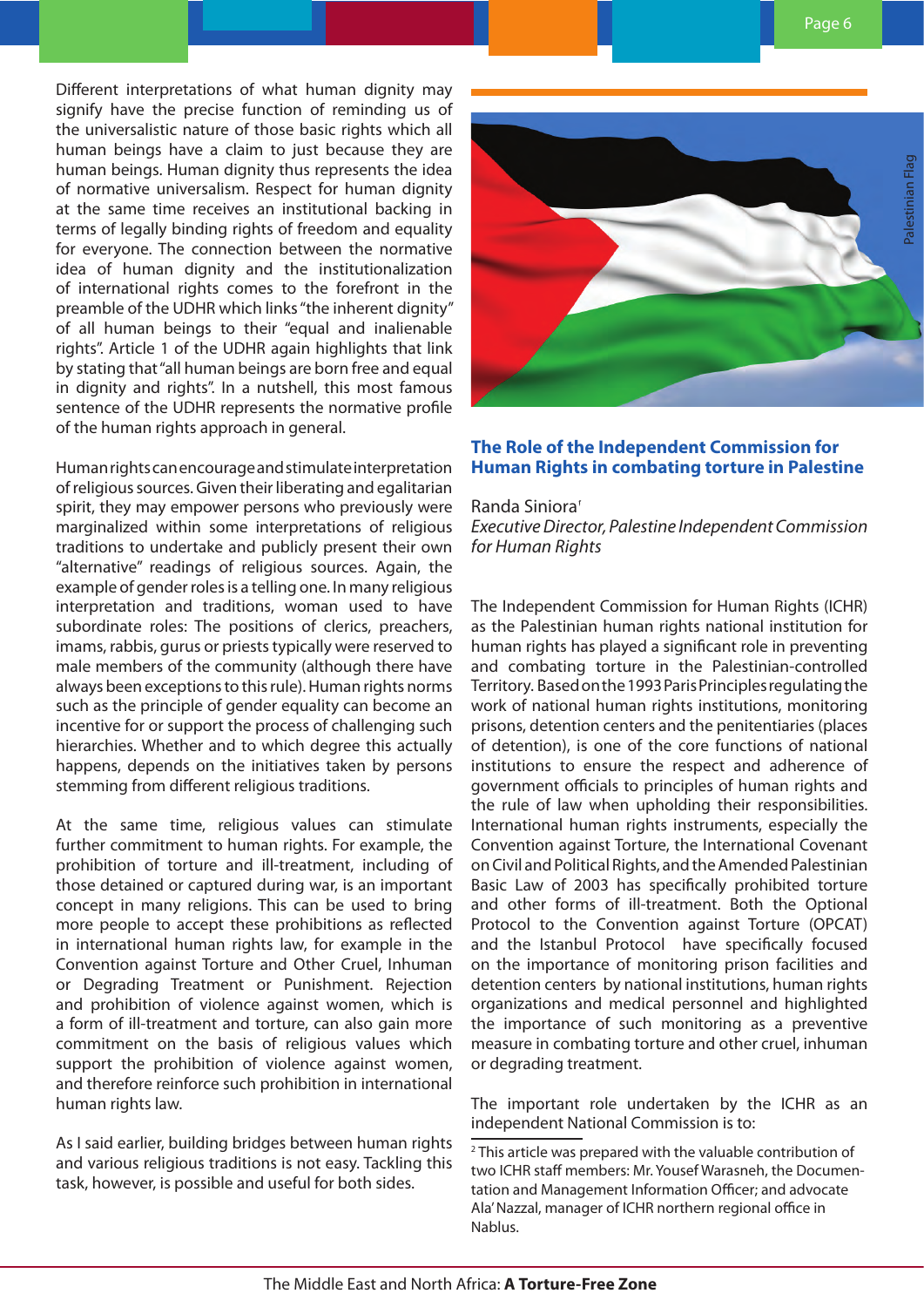Different interpretations of what human dignity may signify have the precise function of reminding us of the universalistic nature of those basic rights which all human beings have a claim to just because they are human beings. Human dignity thus represents the idea of normative universalism. Respect for human dignity at the same time receives an institutional backing in terms of legally binding rights of freedom and equality for everyone. The connection between the normative idea of human dignity and the institutionalization of international rights comes to the forefront in the preamble of the UDHR which links "the inherent dignity" of all human beings to their "equal and inalienable rights". Article 1 of the UDHR again highlights that link by stating that "all human beings are born free and equal in dignity and rights". In a nutshell, this most famous sentence of the UDHR represents the normative profile of the human rights approach in general.

Human rights can encourage and stimulate interpretation of religious sources. Given their liberating and egalitarian spirit, they may empower persons who previously were marginalized within some interpretations of religious traditions to undertake and publicly present their own "alternative" readings of religious sources. Again, the example of gender roles is a telling one. In many religious interpretation and traditions, woman used to have subordinate roles: The positions of clerics, preachers, imams, rabbis, gurus or priests typically were reserved to male members of the community (although there have always been exceptions to this rule). Human rights norms such as the principle of gender equality can become an incentive for or support the process of challenging such hierarchies. Whether and to which degree this actually happens, depends on the initiatives taken by persons stemming from different religious traditions.

At the same time, religious values can stimulate further commitment to human rights. For example, the prohibition of torture and ill-treatment, including of those detained or captured during war, is an important concept in many religions. This can be used to bring more people to accept these prohibitions as reflected in international human rights law, for example in the Convention against Torture and Other Cruel, Inhuman or Degrading Treatment or Punishment. Rejection and prohibition of violence against women, which is a form of ill-treatment and torture, can also gain more commitment on the basis of religious values which support the prohibition of violence against women, and therefore reinforce such prohibition in international human rights law.

As I said earlier, building bridges between human rights and various religious traditions is not easy. Tackling this task, however, is possible and useful for both sides.

Palestinian Flag

## The Role of the Independent Commission for Human Rights in combating torture in Palestine

Randa Siniora[2]

*Executive Director, Palestine Independent Commission for Human Rights*

The Independent Commission for Human Rights (ICHR) as the Palestinian human rights national institution for human rights has played a significant role in preventing and combating torture in the Palestinian-controlled Territory. Based on the 1993 Paris Principles regulating the work of national human rights institutions, monitoring prisons, detention centers and the penitentiaries (places of detention), is one of the core functions of national institutions to ensure the respect and adherence of government officials to principles of human rights and the rule of law when upholding their responsibilities. International human rights instruments, especially the Convention against Torture, the International Covenant on Civil and Political Rights, and the Amended Palestinian Basic Law of 2003 has specifically prohibited torture and other forms of ill-treatment. Both the Optional Protocol to the Convention against Torture (OPCAT) and the Istanbul Protocol have specifically focused on the importance of monitoring prison facilities and detention centers by national institutions, human rights organizations and medical personnel and highlighted the importance of such monitoring as a preventive measure in combating torture and other cruel, inhuman or degrading treatment.

The important role undertaken by the ICHR as an independent National Commission is to:

[2] This article was prepared with the valuable contribution of two ICHR staff members: Mr. Yousef Warasneh, the Documentation and Management Information Officer; and advocate Ala' Nazzal, manager of ICHR northern regional office in Nablus.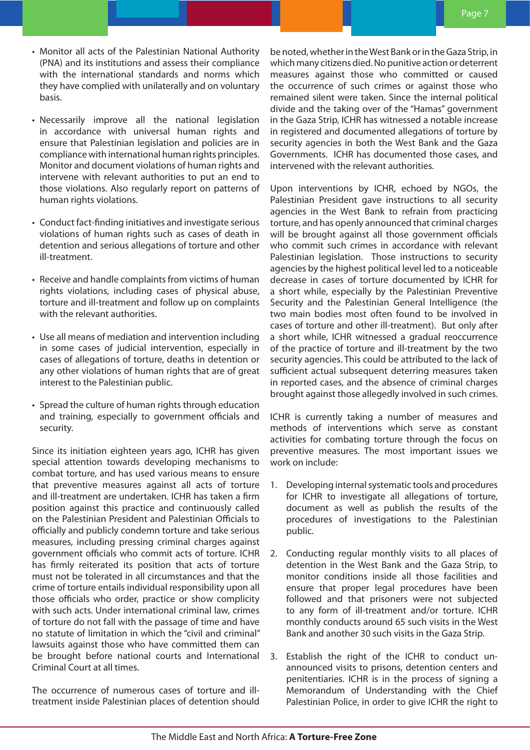- Monitor all acts of the Palestinian National Authority (PNA) and its institutions and assess their compliance with the international standards and norms which they have complied with unilaterally and on voluntary basis.

- Necessarily improve all the national legislation in accordance with universal human rights and ensure that Palestinian legislation and policies are in compliance with international human rights principles. Monitor and document violations of human rights and intervene with relevant authorities to put an end to those violations. Also regularly report on patterns of human rights violations.

- Conduct fact-finding initiatives and investigate serious violations of human rights such as cases of death in detention and serious allegations of torture and other ill-treatment.

- Receive and handle complaints from victims of human rights violations, including cases of physical abuse, torture and ill-treatment and follow up on complaints with the relevant authorities.

- Use all means of mediation and intervention including in some cases of judicial intervention, especially in cases of allegations of torture, deaths in detention or any other violations of human rights that are of great interest to the Palestinian public.

- Spread the culture of human rights through education and training, especially to government officials and security.

Since its initiation eighteen years ago, ICHR has given special attention towards developing mechanisms to combat torture, and has used various means to ensure that preventive measures against all acts of torture and ill-treatment are undertaken. ICHR has taken a firm position against this practice and continuously called on the Palestinian President and Palestinian Officials to officially and publicly condemn torture and take serious measures, including pressing criminal charges against government officials who commit acts of torture. ICHR has firmly reiterated its position that acts of torture must not be tolerated in all circumstances and that the crime of torture entails individual responsibility upon all those officials who order, practice or show complicity with such acts. Under international criminal law, crimes of torture do not fall with the passage of time and have no statute of limitation in which the "civil and criminal" lawsuits against those who have committed them can be brought before national courts and International Criminal Court at all times.

The occurrence of numerous cases of torture and ill-treatment inside Palestinian places of detention should be noted, whether in the West Bank or in the Gaza Strip, in which many citizens died. No punitive action or deterrent measures against those who committed or caused the occurrence of such crimes or against those who remained silent were taken. Since the internal political divide and the taking over of the "Hamas" government in the Gaza Strip, ICHR has witnessed a notable increase in registered and documented allegations of torture by security agencies in both the West Bank and the Gaza Governments. ICHR has documented those cases, and intervened with the relevant authorities.

Upon interventions by ICHR, echoed by NGOs, the Palestinian President gave instructions to all security agencies in the West Bank to refrain from practicing torture, and has openly announced that criminal charges will be brought against all those government officials who commit such crimes in accordance with relevant Palestinian legislation. Those instructions to security agencies by the highest political level led to a noticeable decrease in cases of torture documented by ICHR for a short while, especially by the Palestinian Preventive Security and the Palestinian General Intelligence (the two main bodies most often found to be involved in cases of torture and other ill-treatment). But only after a short while, ICHR witnessed a gradual reoccurrence of the practice of torture and ill-treatment by the two security agencies. This could be attributed to the lack of sufficient actual subsequent deterring measures taken in reported cases, and the absence of criminal charges brought against those allegedly involved in such crimes.

ICHR is currently taking a number of measures and methods of interventions which serve as constant activities for combating torture through the focus on preventive measures. The most important issues we work on include:

1. Developing internal systematic tools and procedures for ICHR to investigate all allegations of torture, document as well as publish the results of the procedures of investigations to the Palestinian public.

2. Conducting regular monthly visits to all places of detention in the West Bank and the Gaza Strip, to monitor conditions inside all those facilities and ensure that proper legal procedures have been followed and that prisoners were not subjected to any form of ill-treatment and/or torture. ICHR monthly conducts around 65 such visits in the West Bank and another 30 such visits in the Gaza Strip.

3. Establish the right of the ICHR to conduct un-announced visits to prisons, detention centers and penitentiaries. ICHR is in the process of signing a Memorandum of Understanding with the Chief Palestinian Police, in order to give ICHR the right to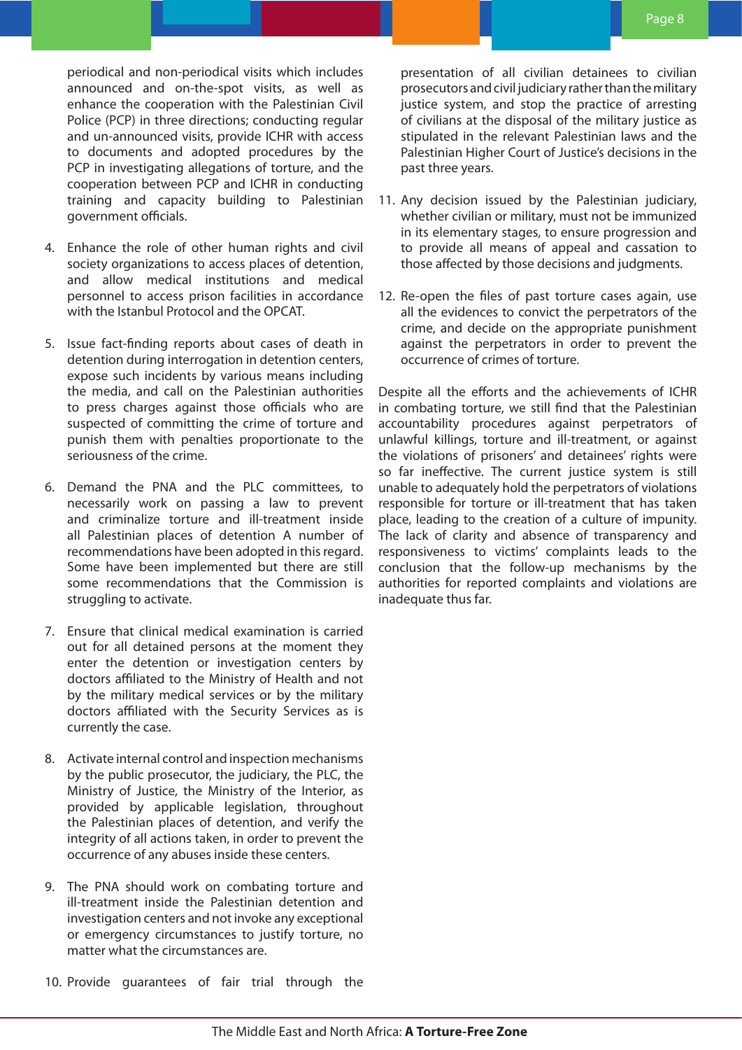periodical and non-periodical visits which includes announced and on-the-spot visits, as well as enhance the cooperation with the Palestinian Civil Police (PCP) in three directions; conducting regular and un-announced visits, provide ICHR with access to documents and adopted procedures by the PCP in investigating allegations of torture, and the cooperation between PCP and ICHR in conducting training and capacity building to Palestinian government officials.

4. Enhance the role of other human rights and civil society organizations to access places of detention, and allow medical institutions and medical personnel to access prison facilities in accordance with the Istanbul Protocol and the OPCAT.

5. Issue fact-finding reports about cases of death in detention during interrogation in detention centers, expose such incidents by various means including the media, and call on the Palestinian authorities to press charges against those officials who are suspected of committing the crime of torture and punish them with penalties proportionate to the seriousness of the crime.

6. Demand the PNA and the PLC committees, to necessarily work on passing a law to prevent and criminalize torture and ill-treatment inside all Palestinian places of detention A number of recommendations have been adopted in this regard. Some have been implemented but there are still some recommendations that the Commission is struggling to activate.

7. Ensure that clinical medical examination is carried out for all detained persons at the moment they enter the detention or investigation centers by doctors affiliated to the Ministry of Health and not by the military medical services or by the military doctors affiliated with the Security Services as is currently the case.

8. Activate internal control and inspection mechanisms by the public prosecutor, the judiciary, the PLC, the Ministry of Justice, the Ministry of the Interior, as provided by applicable legislation, throughout the Palestinian places of detention, and verify the integrity of all actions taken, in order to prevent the occurrence of any abuses inside these centers.

9. The PNA should work on combating torture and ill-treatment inside the Palestinian detention and investigation centers and not invoke any exceptional or emergency circumstances to justify torture, no matter what the circumstances are.

10. Provide guarantees of fair trial through the presentation of all civilian detainees to civilian prosecutors and civil judiciary rather than the military justice system, and stop the practice of arresting of civilians at the disposal of the military justice as stipulated in the relevant Palestinian laws and the Palestinian Higher Court of Justice's decisions in the past three years.

11. Any decision issued by the Palestinian judiciary, whether civilian or military, must not be immunized in its elementary stages, to ensure progression and to provide all means of appeal and cassation to those affected by those decisions and judgments.

12. Re-open the files of past torture cases again, use all the evidences to convict the perpetrators of the crime, and decide on the appropriate punishment against the perpetrators in order to prevent the occurrence of crimes of torture.

Despite all the efforts and the achievements of ICHR in combating torture, we still find that the Palestinian accountability procedures against perpetrators of unlawful killings, torture and ill-treatment, or against the violations of prisoners' and detainees' rights were so far ineffective. The current justice system is still unable to adequately hold the perpetrators of violations responsible for torture or ill-treatment that has taken place, leading to the creation of a culture of impunity. The lack of clarity and absence of transparency and responsiveness to victims' complaints leads to the conclusion that the follow-up mechanisms by the authorities for reported complaints and violations are inadequate thus far.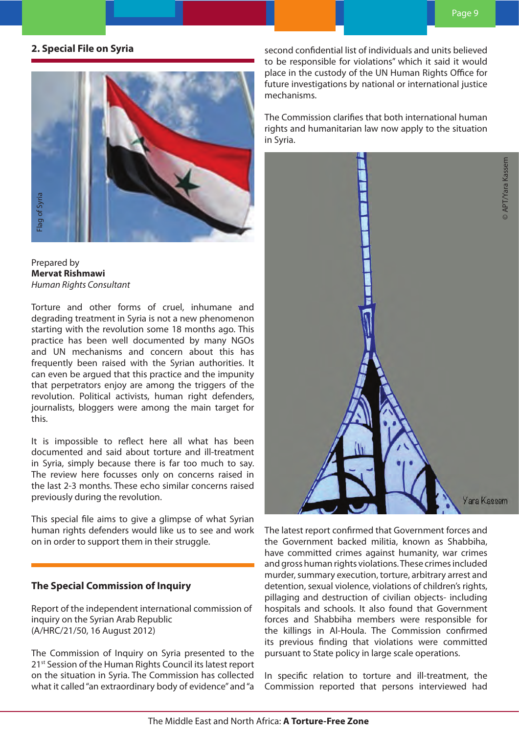## 2. Special File on Syria

Flag of Syria

Prepared by
**Mervat Rishmawi**
*Human Rights Consultant*

Torture and other forms of cruel, inhumane and degrading treatment in Syria is not a new phenomenon starting with the revolution some 18 months ago. This practice has been well documented by many NGOs and UN mechanisms and concern about this has frequently been raised with the Syrian authorities. It can even be argued that this practice and the impunity that perpetrators enjoy are among the triggers of the revolution. Political activists, human right defenders, journalists, bloggers were among the main target for this.

It is impossible to reflect here all what has been documented and said about torture and ill-treatment in Syria, simply because there is far too much to say. The review here focusses only on concerns raised in the last 2-3 months. These echo similar concerns raised previously during the revolution.

This special file aims to give a glimpse of what Syrian human rights defenders would like us to see and work on in order to support them in their struggle.

### The Special Commission of Inquiry

Report of the independent international commission of inquiry on the Syrian Arab Republic
(A/HRC/21/50, 16 August 2012)

The Commission of Inquiry on Syria presented to the 21st Session of the Human Rights Council its latest report on the situation in Syria. The Commission has collected what it called "an extraordinary body of evidence" and "a second confidential list of individuals and units believed to be responsible for violations" which it said it would place in the custody of the UN Human Rights Office for future investigations by national or international justice mechanisms.

The Commission clarifies that both international human rights and humanitarian law now apply to the situation in Syria.

© APT/Yara Kassem

The latest report confirmed that Government forces and the Government backed militia, known as Shabbiha, have committed crimes against humanity, war crimes and gross human rights violations. These crimes included murder, summary execution, torture, arbitrary arrest and detention, sexual violence, violations of children's rights, pillaging and destruction of civilian objects- including hospitals and schools. It also found that Government forces and Shabbiha members were responsible for the killings in Al-Houla. The Commission confirmed its previous finding that violations were committed pursuant to State policy in large scale operations.

In specific relation to torture and ill-treatment, the Commission reported that persons interviewed had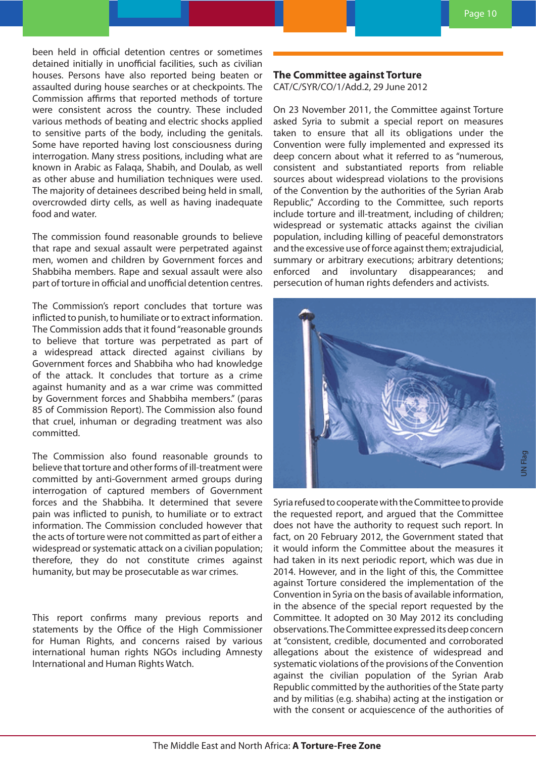been held in official detention centres or sometimes detained initially in unofficial facilities, such as civilian houses. Persons have also reported being beaten or assaulted during house searches or at checkpoints. The Commission affirms that reported methods of torture were consistent across the country. These included various methods of beating and electric shocks applied to sensitive parts of the body, including the genitals. Some have reported having lost consciousness during interrogation. Many stress positions, including what are known in Arabic as Falaqa, Shabih, and Doulab, as well as other abuse and humiliation techniques were used. The majority of detainees described being held in small, overcrowded dirty cells, as well as having inadequate food and water.

The commission found reasonable grounds to believe that rape and sexual assault were perpetrated against men, women and children by Government forces and Shabbiha members. Rape and sexual assault were also part of torture in official and unofficial detention centres.

The Commission's report concludes that torture was inflicted to punish, to humiliate or to extract information. The Commission adds that it found "reasonable grounds to believe that torture was perpetrated as part of a widespread attack directed against civilians by Government forces and Shabbiha who had knowledge of the attack. It concludes that torture as a crime against humanity and as a war crime was committed by Government forces and Shabbiha members." (paras 85 of Commission Report). The Commission also found that cruel, inhuman or degrading treatment was also committed.

The Commission also found reasonable grounds to believe that torture and other forms of ill-treatment were committed by anti-Government armed groups during interrogation of captured members of Government forces and the Shabbiha. It determined that severe pain was inflicted to punish, to humiliate or to extract information. The Commission concluded however that the acts of torture were not committed as part of either a widespread or systematic attack on a civilian population; therefore, they do not constitute crimes against humanity, but may be prosecutable as war crimes.

This report confirms many previous reports and statements by the Office of the High Commissioner for Human Rights, and concerns raised by various international human rights NGOs including Amnesty International and Human Rights Watch.

## The Committee against Torture

CAT/C/SYR/CO/1/Add.2, 29 June 2012

On 23 November 2011, the Committee against Torture asked Syria to submit a special report on measures taken to ensure that all its obligations under the Convention were fully implemented and expressed its deep concern about what it referred to as "numerous, consistent and substantiated reports from reliable sources about widespread violations to the provisions of the Convention by the authorities of the Syrian Arab Republic," According to the Committee, such reports include torture and ill-treatment, including of children; widespread or systematic attacks against the civilian population, including killing of peaceful demonstrators and the excessive use of force against them; extrajudicial, summary or arbitrary executions; arbitrary detentions; enforced and involuntary disappearances; and persecution of human rights defenders and activists.

UN Flag

Syria refused to cooperate with the Committee to provide the requested report, and argued that the Committee does not have the authority to request such report. In fact, on 20 February 2012, the Government stated that it would inform the Committee about the measures it had taken in its next periodic report, which was due in 2014. However, and in the light of this, the Committee against Torture considered the implementation of the Convention in Syria on the basis of available information, in the absence of the special report requested by the Committee. It adopted on 30 May 2012 its concluding observations. The Committee expressed its deep concern at "consistent, credible, documented and corroborated allegations about the existence of widespread and systematic violations of the provisions of the Convention against the civilian population of the Syrian Arab Republic committed by the authorities of the State party and by militias (e.g. shabiha) acting at the instigation or with the consent or acquiescence of the authorities of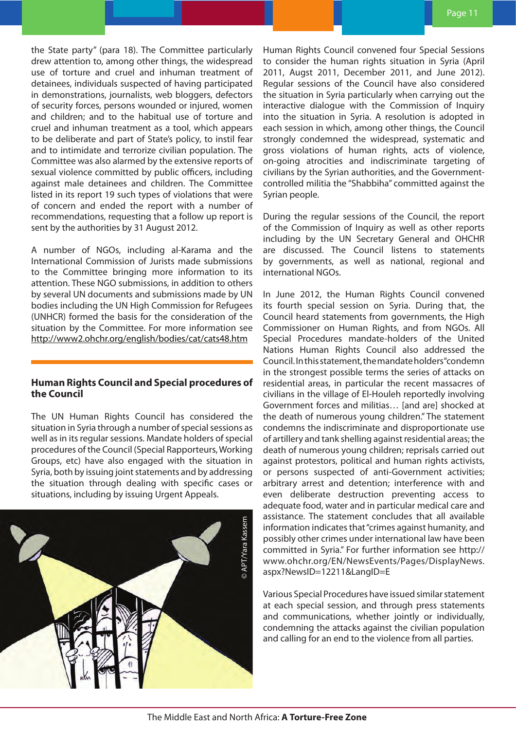the State party" (para 18). The Committee particularly drew attention to, among other things, the widespread use of torture and cruel and inhuman treatment of detainees, individuals suspected of having participated in demonstrations, journalists, web bloggers, defectors of security forces, persons wounded or injured, women and children; and to the habitual use of torture and cruel and inhuman treatment as a tool, which appears to be deliberate and part of State's policy, to instil fear and to intimidate and terrorize civilian population. The Committee was also alarmed by the extensive reports of sexual violence committed by public officers, including against male detainees and children. The Committee listed in its report 19 such types of violations that were of concern and ended the report with a number of recommendations, requesting that a follow up report is sent by the authorities by 31 August 2012.

A number of NGOs, including al-Karama and the International Commission of Jurists made submissions to the Committee bringing more information to its attention. These NGO submissions, in addition to others by several UN documents and submissions made by UN bodies including the UN High Commission for Refugees (UNHCR) formed the basis for the consideration of the situation by the Committee. For more information see http://www2.ohchr.org/english/bodies/cat/cats48.htm

## Human Rights Council and Special procedures of the Council

The UN Human Rights Council has considered the situation in Syria through a number of special sessions as well as in its regular sessions. Mandate holders of special procedures of the Council (Special Rapporteurs, Working Groups, etc) have also engaged with the situation in Syria, both by issuing joint statements and by addressing the situation through dealing with specific cases or situations, including by issuing Urgent Appeals.

© APT/Yara Kassem

Human Rights Council convened four Special Sessions to consider the human rights situation in Syria (April 2011, Augst 2011, December 2011, and June 2012). Regular sessions of the Council have also considered the situation in Syria particularly when carrying out the interactive dialogue with the Commission of Inquiry into the situation in Syria. A resolution is adopted in each session in which, among other things, the Council strongly condemned the widespread, systematic and gross violations of human rights, acts of violence, on-going atrocities and indiscriminate targeting of civilians by the Syrian authorities, and the Government-controlled militia the "Shabbiha" committed against the Syrian people.

During the regular sessions of the Council, the report of the Commission of Inquiry as well as other reports including by the UN Secretary General and OHCHR are discussed. The Council listens to statements by governments, as well as national, regional and international NGOs.

In June 2012, the Human Rights Council convened its fourth special session on Syria. During that, the Council heard statements from governments, the High Commissioner on Human Rights, and from NGOs. All Special Procedures mandate-holders of the United Nations Human Rights Council also addressed the Council. In this statement, the mandate holders "condemn in the strongest possible terms the series of attacks on residential areas, in particular the recent massacres of civilians in the village of El-Houleh reportedly involving Government forces and militias… [and are] shocked at the death of numerous young children." The statement condemns the indiscriminate and disproportionate use of artillery and tank shelling against residential areas; the death of numerous young children; reprisals carried out against protestors, political and human rights activists, or persons suspected of anti-Government activities; arbitrary arrest and detention; interference with and even deliberate destruction preventing access to adequate food, water and in particular medical care and assistance. The statement concludes that all available information indicates that "crimes against humanity, and possibly other crimes under international law have been committed in Syria." For further information see http://www.ohchr.org/EN/NewsEvents/Pages/DisplayNews.aspx?NewsID=12211&LangID=E

Various Special Procedures have issued similar statement at each special session, and through press statements and communications, whether jointly or individually, condemning the attacks against the civilian population and calling for an end to the violence from all parties.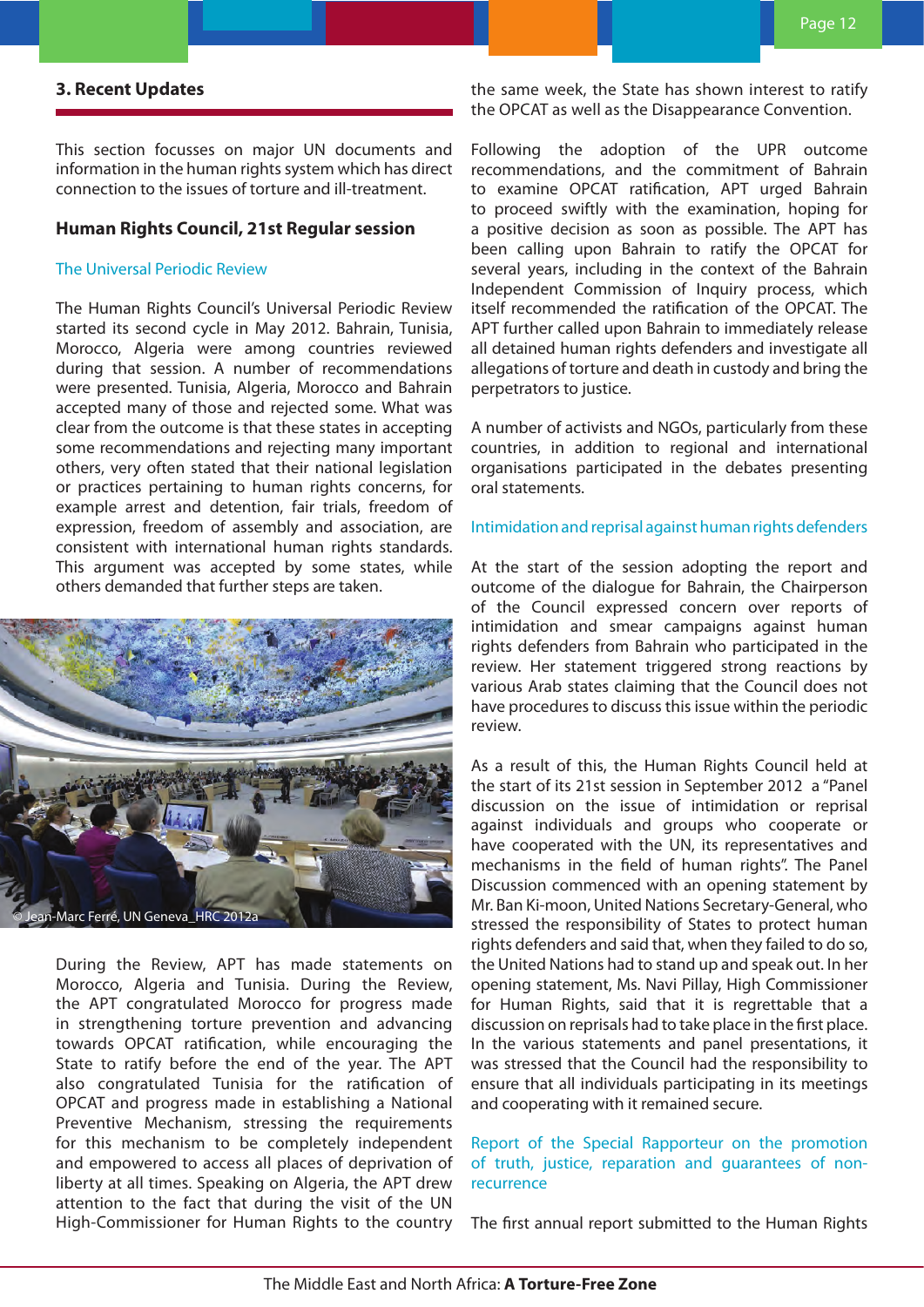## 3. Recent Updates

This section focusses on major UN documents and information in the human rights system which has direct connection to the issues of torture and ill-treatment.

### Human Rights Council, 21st Regular session

#### The Universal Periodic Review

The Human Rights Council's Universal Periodic Review started its second cycle in May 2012. Bahrain, Tunisia, Morocco, Algeria were among countries reviewed during that session. A number of recommendations were presented. Tunisia, Algeria, Morocco and Bahrain accepted many of those and rejected some. What was clear from the outcome is that these states in accepting some recommendations and rejecting many important others, very often stated that their national legislation or practices pertaining to human rights concerns, for example arrest and detention, fair trials, freedom of expression, freedom of assembly and association, are consistent with international human rights standards. This argument was accepted by some states, while others demanded that further steps are taken.

© Jean-Marc Ferré, UN Geneva_HRC 2012a

During the Review, APT has made statements on Morocco, Algeria and Tunisia. During the Review, the APT congratulated Morocco for progress made in strengthening torture prevention and advancing towards OPCAT ratification, while encouraging the State to ratify before the end of the year. The APT also congratulated Tunisia for the ratification of OPCAT and progress made in establishing a National Preventive Mechanism, stressing the requirements for this mechanism to be completely independent and empowered to access all places of deprivation of liberty at all times. Speaking on Algeria, the APT drew attention to the fact that during the visit of the UN High-Commissioner for Human Rights to the country the same week, the State has shown interest to ratify the OPCAT as well as the Disappearance Convention.

Following the adoption of the UPR outcome recommendations, and the commitment of Bahrain to examine OPCAT ratification, APT urged Bahrain to proceed swiftly with the examination, hoping for a positive decision as soon as possible. The APT has been calling upon Bahrain to ratify the OPCAT for several years, including in the context of the Bahrain Independent Commission of Inquiry process, which itself recommended the ratification of the OPCAT. The APT further called upon Bahrain to immediately release all detained human rights defenders and investigate all allegations of torture and death in custody and bring the perpetrators to justice.

A number of activists and NGOs, particularly from these countries, in addition to regional and international organisations participated in the debates presenting oral statements.

#### Intimidation and reprisal against human rights defenders

At the start of the session adopting the report and outcome of the dialogue for Bahrain, the Chairperson of the Council expressed concern over reports of intimidation and smear campaigns against human rights defenders from Bahrain who participated in the review. Her statement triggered strong reactions by various Arab states claiming that the Council does not have procedures to discuss this issue within the periodic review.

As a result of this, the Human Rights Council held at the start of its 21st session in September 2012 a "Panel discussion on the issue of intimidation or reprisal against individuals and groups who cooperate or have cooperated with the UN, its representatives and mechanisms in the field of human rights". The Panel Discussion commenced with an opening statement by Mr. Ban Ki-moon, United Nations Secretary-General, who stressed the responsibility of States to protect human rights defenders and said that, when they failed to do so, the United Nations had to stand up and speak out. In her opening statement, Ms. Navi Pillay, High Commissioner for Human Rights, said that it is regrettable that a discussion on reprisals had to take place in the first place. In the various statements and panel presentations, it was stressed that the Council had the responsibility to ensure that all individuals participating in its meetings and cooperating with it remained secure.

#### Report of the Special Rapporteur on the promotion of truth, justice, reparation and guarantees of non-recurrence

The first annual report submitted to the Human Rights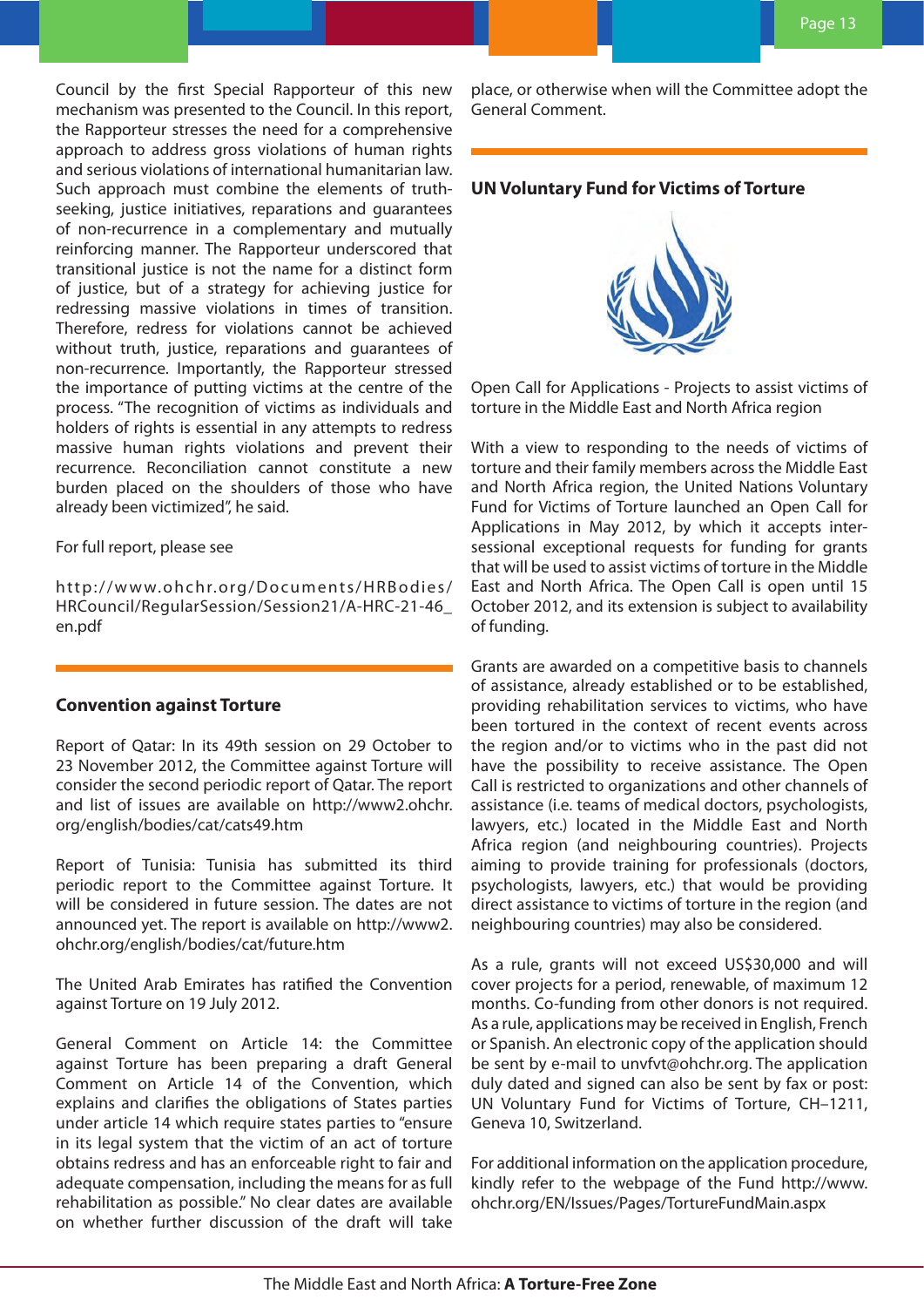Council by the first Special Rapporteur of this new mechanism was presented to the Council. In this report, the Rapporteur stresses the need for a comprehensive approach to address gross violations of human rights and serious violations of international humanitarian law. Such approach must combine the elements of truth-seeking, justice initiatives, reparations and guarantees of non-recurrence in a complementary and mutually reinforcing manner. The Rapporteur underscored that transitional justice is not the name for a distinct form of justice, but of a strategy for achieving justice for redressing massive violations in times of transition. Therefore, redress for violations cannot be achieved without truth, justice, reparations and guarantees of non-recurrence. Importantly, the Rapporteur stressed the importance of putting victims at the centre of the process. "The recognition of victims as individuals and holders of rights is essential in any attempts to redress massive human rights violations and prevent their recurrence. Reconciliation cannot constitute a new burden placed on the shoulders of those who have already been victimized", he said.

For full report, please see

http://www.ohchr.org/Documents/HRBodies/HRCouncil/RegularSession/Session21/A-HRC-21-46_en.pdf

## Convention against Torture

Report of Qatar: In its 49th session on 29 October to 23 November 2012, the Committee against Torture will consider the second periodic report of Qatar. The report and list of issues are available on http://www2.ohchr.org/english/bodies/cat/cats49.htm

Report of Tunisia: Tunisia has submitted its third periodic report to the Committee against Torture. It will be considered in future session. The dates are not announced yet. The report is available on http://www2.ohchr.org/english/bodies/cat/future.htm

The United Arab Emirates has ratified the Convention against Torture on 19 July 2012.

General Comment on Article 14: the Committee against Torture has been preparing a draft General Comment on Article 14 of the Convention, which explains and clarifies the obligations of States parties under article 14 which require states parties to "ensure in its legal system that the victim of an act of torture obtains redress and has an enforceable right to fair and adequate compensation, including the means for as full rehabilitation as possible." No clear dates are available on whether further discussion of the draft will take place, or otherwise when will the Committee adopt the General Comment.

## UN Voluntary Fund for Victims of Torture

Open Call for Applications - Projects to assist victims of torture in the Middle East and North Africa region

With a view to responding to the needs of victims of torture and their family members across the Middle East and North Africa region, the United Nations Voluntary Fund for Victims of Torture launched an Open Call for Applications in May 2012, by which it accepts inter-sessional exceptional requests for funding for grants that will be used to assist victims of torture in the Middle East and North Africa. The Open Call is open until 15 October 2012, and its extension is subject to availability of funding.

Grants are awarded on a competitive basis to channels of assistance, already established or to be established, providing rehabilitation services to victims, who have been tortured in the context of recent events across the region and/or to victims who in the past did not have the possibility to receive assistance. The Open Call is restricted to organizations and other channels of assistance (i.e. teams of medical doctors, psychologists, lawyers, etc.) located in the Middle East and North Africa region (and neighbouring countries). Projects aiming to provide training for professionals (doctors, psychologists, lawyers, etc.) that would be providing direct assistance to victims of torture in the region (and neighbouring countries) may also be considered.

As a rule, grants will not exceed US$30,000 and will cover projects for a period, renewable, of maximum 12 months. Co-funding from other donors is not required. As a rule, applications may be received in English, French or Spanish. An electronic copy of the application should be sent by e-mail to unvfvt@ohchr.org. The application duly dated and signed can also be sent by fax or post: UN Voluntary Fund for Victims of Torture, CH–1211, Geneva 10, Switzerland.

For additional information on the application procedure, kindly refer to the webpage of the Fund http://www.ohchr.org/EN/Issues/Pages/TortureFundMain.aspx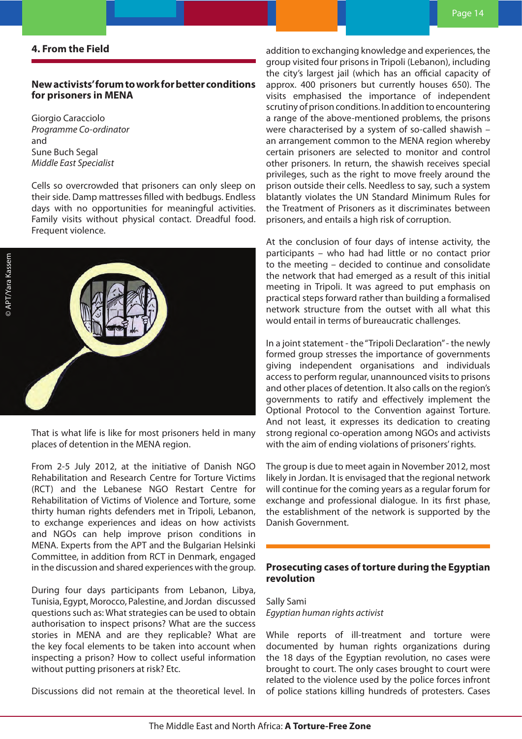## 4. From the Field

### New activists' forum to work for better conditions for prisoners in MENA

Giorgio Caracciolo
*Programme Co-ordinator*
and
Sune Buch Segal
*Middle East Specialist*

Cells so overcrowded that prisoners can only sleep on their side. Damp mattresses filled with bedbugs. Endless days with no opportunities for meaningful activities. Family visits without physical contact. Dreadful food. Frequent violence.

© APT/Yara Kassem

That is what life is like for most prisoners held in many places of detention in the MENA region.

From 2-5 July 2012, at the initiative of Danish NGO Rehabilitation and Research Centre for Torture Victims (RCT) and the Lebanese NGO Restart Centre for Rehabilitation of Victims of Violence and Torture, some thirty human rights defenders met in Tripoli, Lebanon, to exchange experiences and ideas on how activists and NGOs can help improve prison conditions in MENA. Experts from the APT and the Bulgarian Helsinki Committee, in addition from RCT in Denmark, engaged in the discussion and shared experiences with the group.

During four days participants from Lebanon, Libya, Tunisia, Egypt, Morocco, Palestine, and Jordan discussed questions such as: What strategies can be used to obtain authorisation to inspect prisons? What are the success stories in MENA and are they replicable? What are the key focal elements to be taken into account when inspecting a prison? How to collect useful information without putting prisoners at risk? Etc.

Discussions did not remain at the theoretical level. In addition to exchanging knowledge and experiences, the group visited four prisons in Tripoli (Lebanon), including the city's largest jail (which has an official capacity of approx. 400 prisoners but currently houses 650). The visits emphasised the importance of independent scrutiny of prison conditions. In addition to encountering a range of the above-mentioned problems, the prisons were characterised by a system of so-called shawish – an arrangement common to the MENA region whereby certain prisoners are selected to monitor and control other prisoners. In return, the shawish receives special privileges, such as the right to move freely around the prison outside their cells. Needless to say, such a system blatantly violates the UN Standard Minimum Rules for the Treatment of Prisoners as it discriminates between prisoners, and entails a high risk of corruption.

At the conclusion of four days of intense activity, the participants – who had had little or no contact prior to the meeting – decided to continue and consolidate the network that had emerged as a result of this initial meeting in Tripoli. It was agreed to put emphasis on practical steps forward rather than building a formalised network structure from the outset with all what this would entail in terms of bureaucratic challenges.

In a joint statement - the "Tripoli Declaration" - the newly formed group stresses the importance of governments giving independent organisations and individuals access to perform regular, unannounced visits to prisons and other places of detention. It also calls on the region's governments to ratify and effectively implement the Optional Protocol to the Convention against Torture. And not least, it expresses its dedication to creating strong regional co-operation among NGOs and activists with the aim of ending violations of prisoners' rights.

The group is due to meet again in November 2012, most likely in Jordan. It is envisaged that the regional network will continue for the coming years as a regular forum for exchange and professional dialogue. In its first phase, the establishment of the network is supported by the Danish Government.

### Prosecuting cases of torture during the Egyptian revolution

Sally Sami
*Egyptian human rights activist*

While reports of ill-treatment and torture were documented by human rights organizations during the 18 days of the Egyptian revolution, no cases were brought to court. The only cases brought to court were related to the violence used by the police forces infront of police stations killing hundreds of protesters. Cases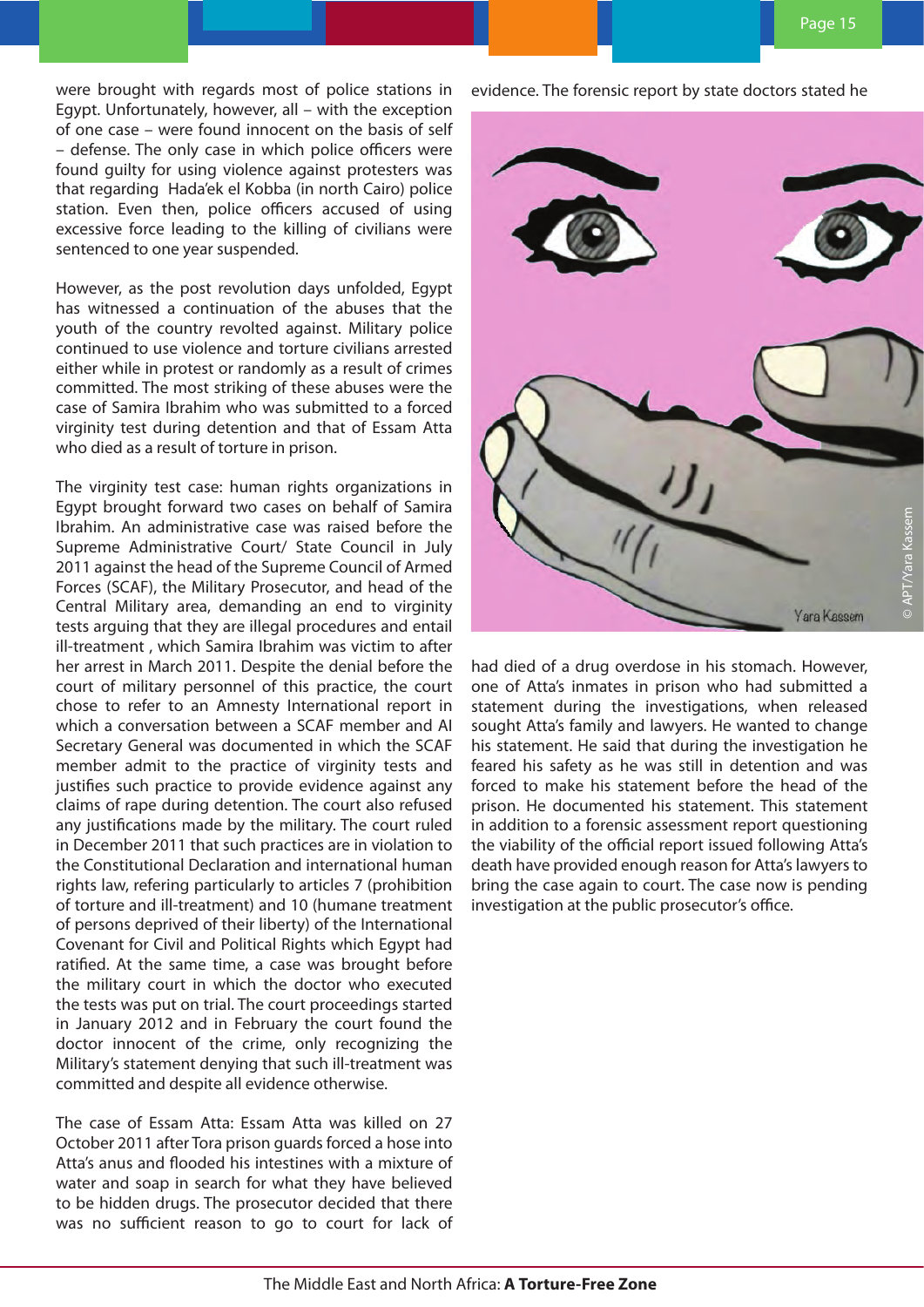were brought with regards most of police stations in Egypt. Unfortunately, however, all – with the exception of one case – were found innocent on the basis of self – defense. The only case in which police officers were found guilty for using violence against protesters was that regarding Hada'ek el Kobba (in north Cairo) police station. Even then, police officers accused of using excessive force leading to the killing of civilians were sentenced to one year suspended.

However, as the post revolution days unfolded, Egypt has witnessed a continuation of the abuses that the youth of the country revolted against. Military police continued to use violence and torture civilians arrested either while in protest or randomly as a result of crimes committed. The most striking of these abuses were the case of Samira Ibrahim who was submitted to a forced virginity test during detention and that of Essam Atta who died as a result of torture in prison.

The virginity test case: human rights organizations in Egypt brought forward two cases on behalf of Samira Ibrahim. An administrative case was raised before the Supreme Administrative Court/ State Council in July 2011 against the head of the Supreme Council of Armed Forces (SCAF), the Military Prosecutor, and head of the Central Military area, demanding an end to virginity tests arguing that they are illegal procedures and entail ill-treatment , which Samira Ibrahim was victim to after her arrest in March 2011. Despite the denial before the court of military personnel of this practice, the court chose to refer to an Amnesty International report in which a conversation between a SCAF member and AI Secretary General was documented in which the SCAF member admit to the practice of virginity tests and justifies such practice to provide evidence against any claims of rape during detention. The court also refused any justifications made by the military. The court ruled in December 2011 that such practices are in violation to the Constitutional Declaration and international human rights law, refering particularly to articles 7 (prohibition of torture and ill-treatment) and 10 (humane treatment of persons deprived of their liberty) of the International Covenant for Civil and Political Rights which Egypt had ratified. At the same time, a case was brought before the military court in which the doctor who executed the tests was put on trial. The court proceedings started in January 2012 and in February the court found the doctor innocent of the crime, only recognizing the Military's statement denying that such ill-treatment was committed and despite all evidence otherwise.

The case of Essam Atta: Essam Atta was killed on 27 October 2011 after Tora prison guards forced a hose into Atta's anus and flooded his intestines with a mixture of water and soap in search for what they have believed to be hidden drugs. The prosecutor decided that there was no sufficient reason to go to court for lack of evidence. The forensic report by state doctors stated he had died of a drug overdose in his stomach. However, one of Atta's inmates in prison who had submitted a statement during the investigations, when released sought Atta's family and lawyers. He wanted to change his statement. He said that during the investigation he feared his safety as he was still in detention and was forced to make his statement before the head of the prison. He documented his statement. This statement in addition to a forensic assessment report questioning the viability of the official report issued following Atta's death have provided enough reason for Atta's lawyers to bring the case again to court. The case now is pending investigation at the public prosecutor's office.

© APT/Yara Kassem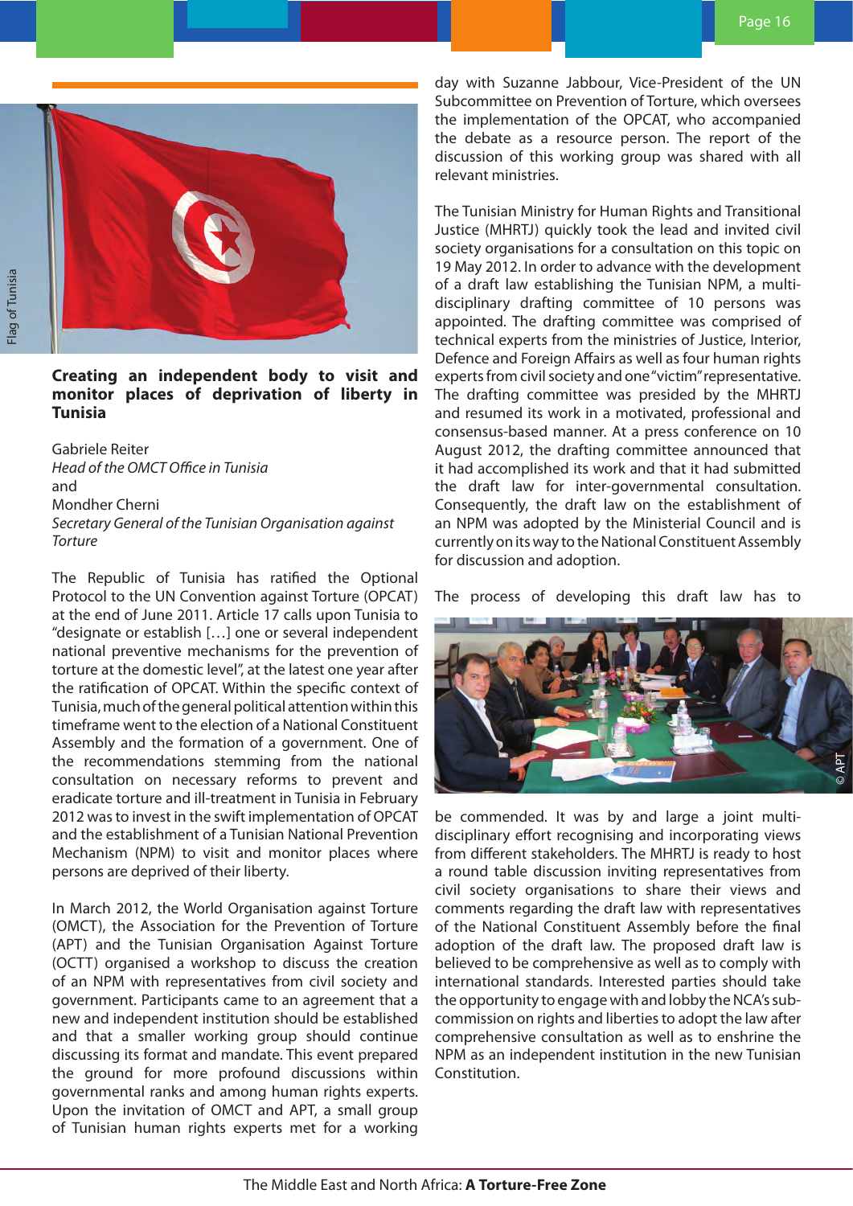Flag of Tunisia

## Creating an independent body to visit and monitor places of deprivation of liberty in Tunisia

Gabriele Reiter
*Head of the OMCT Office in Tunisia*
and
Mondher Cherni
*Secretary General of the Tunisian Organisation against Torture*

The Republic of Tunisia has ratified the Optional Protocol to the UN Convention against Torture (OPCAT) at the end of June 2011. Article 17 calls upon Tunisia to "designate or establish […] one or several independent national preventive mechanisms for the prevention of torture at the domestic level", at the latest one year after the ratification of OPCAT. Within the specific context of Tunisia, much of the general political attention within this timeframe went to the election of a National Constituent Assembly and the formation of a government. One of the recommendations stemming from the national consultation on necessary reforms to prevent and eradicate torture and ill-treatment in Tunisia in February 2012 was to invest in the swift implementation of OPCAT and the establishment of a Tunisian National Prevention Mechanism (NPM) to visit and monitor places where persons are deprived of their liberty.

In March 2012, the World Organisation against Torture (OMCT), the Association for the Prevention of Torture (APT) and the Tunisian Organisation Against Torture (OCTT) organised a workshop to discuss the creation of an NPM with representatives from civil society and government. Participants came to an agreement that a new and independent institution should be established and that a smaller working group should continue discussing its format and mandate. This event prepared the ground for more profound discussions within governmental ranks and among human rights experts. Upon the invitation of OMCT and APT, a small group of Tunisian human rights experts met for a working day with Suzanne Jabbour, Vice-President of the UN Subcommittee on Prevention of Torture, which oversees the implementation of the OPCAT, who accompanied the debate as a resource person. The report of the discussion of this working group was shared with all relevant ministries.

The Tunisian Ministry for Human Rights and Transitional Justice (MHRTJ) quickly took the lead and invited civil society organisations for a consultation on this topic on 19 May 2012. In order to advance with the development of a draft law establishing the Tunisian NPM, a multi-disciplinary drafting committee of 10 persons was appointed. The drafting committee was comprised of technical experts from the ministries of Justice, Interior, Defence and Foreign Affairs as well as four human rights experts from civil society and one "victim" representative. The drafting committee was presided by the MHRTJ and resumed its work in a motivated, professional and consensus-based manner. At a press conference on 10 August 2012, the drafting committee announced that it had accomplished its work and that it had submitted the draft law for inter-governmental consultation. Consequently, the draft law on the establishment of an NPM was adopted by the Ministerial Council and is currently on its way to the National Constituent Assembly for discussion and adoption.

The process of developing this draft law has to be commended. It was by and large a joint multi-disciplinary effort recognising and incorporating views from different stakeholders. The MHRTJ is ready to host a round table discussion inviting representatives from civil society organisations to share their views and comments regarding the draft law with representatives of the National Constituent Assembly before the final adoption of the draft law. The proposed draft law is believed to be comprehensive as well as to comply with international standards. Interested parties should take the opportunity to engage with and lobby the NCA's sub-commission on rights and liberties to adopt the law after comprehensive consultation as well as to enshrine the NPM as an independent institution in the new Tunisian Constitution.

© APT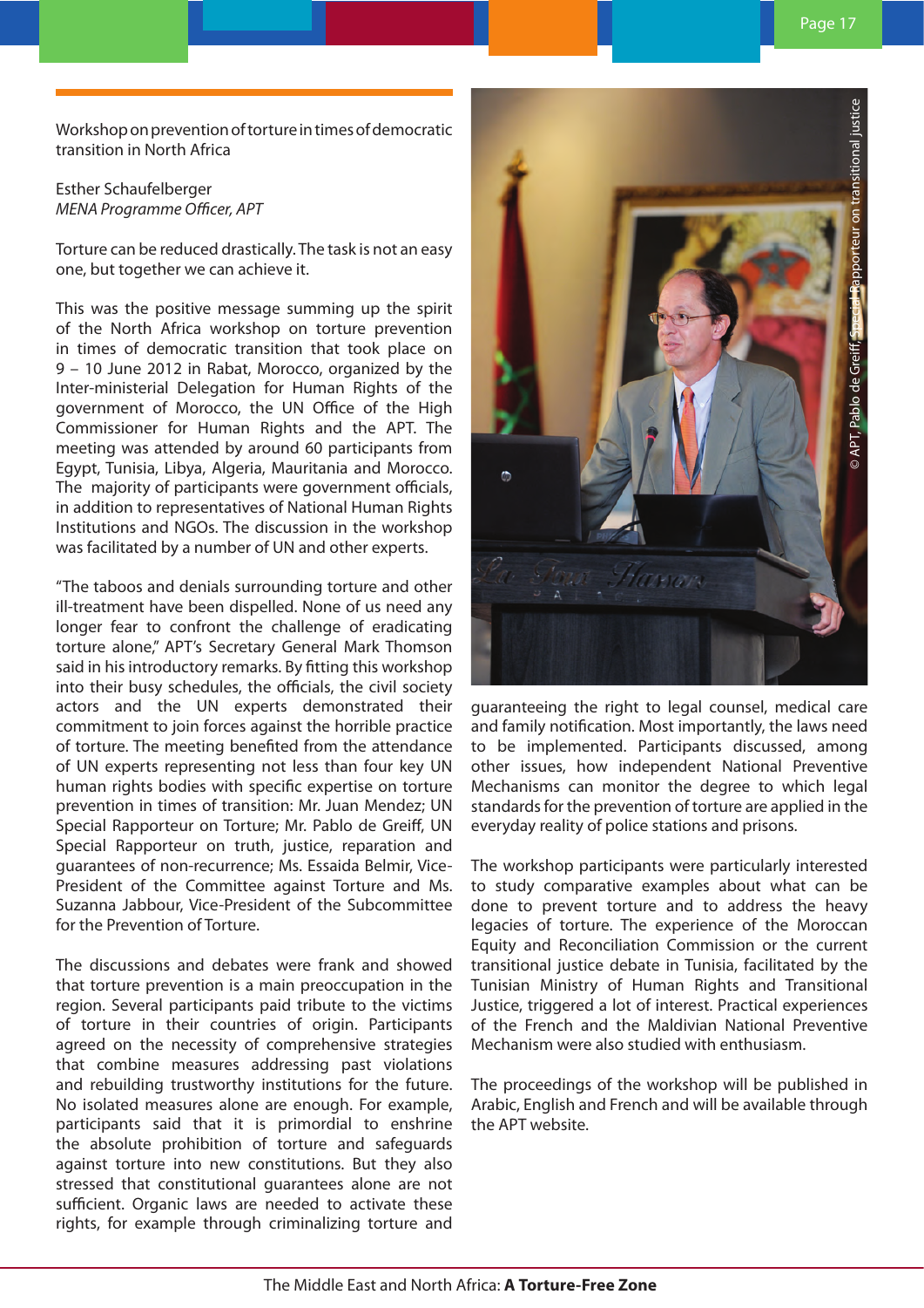## Workshop on prevention of torture in times of democratic transition in North Africa

Esther Schaufelberger
*MENA Programme Officer, APT*

Torture can be reduced drastically. The task is not an easy one, but together we can achieve it.

This was the positive message summing up the spirit of the North Africa workshop on torture prevention in times of democratic transition that took place on 9 – 10 June 2012 in Rabat, Morocco, organized by the Inter-ministerial Delegation for Human Rights of the government of Morocco, the UN Office of the High Commissioner for Human Rights and the APT. The meeting was attended by around 60 participants from Egypt, Tunisia, Libya, Algeria, Mauritania and Morocco. The majority of participants were government officials, in addition to representatives of National Human Rights Institutions and NGOs. The discussion in the workshop was facilitated by a number of UN and other experts.

"The taboos and denials surrounding torture and other ill-treatment have been dispelled. None of us need any longer fear to confront the challenge of eradicating torture alone," APT's Secretary General Mark Thomson said in his introductory remarks. By fitting this workshop into their busy schedules, the officials, the civil society actors and the UN experts demonstrated their commitment to join forces against the horrible practice of torture. The meeting benefited from the attendance of UN experts representing not less than four key UN human rights bodies with specific expertise on torture prevention in times of transition: Mr. Juan Mendez; UN Special Rapporteur on Torture; Mr. Pablo de Greiff, UN Special Rapporteur on truth, justice, reparation and guarantees of non-recurrence; Ms. Essaida Belmir, Vice-President of the Committee against Torture and Ms. Suzanna Jabbour, Vice-President of the Subcommittee for the Prevention of Torture.

The discussions and debates were frank and showed that torture prevention is a main preoccupation in the region. Several participants paid tribute to the victims of torture in their countries of origin. Participants agreed on the necessity of comprehensive strategies that combine measures addressing past violations and rebuilding trustworthy institutions for the future. No isolated measures alone are enough. For example, participants said that it is primordial to enshrine the absolute prohibition of torture and safeguards against torture into new constitutions. But they also stressed that constitutional guarantees alone are not sufficient. Organic laws are needed to activate these rights, for example through criminalizing torture and guaranteeing the right to legal counsel, medical care and family notification. Most importantly, the laws need to be implemented. Participants discussed, among other issues, how independent National Preventive Mechanisms can monitor the degree to which legal standards for the prevention of torture are applied in the everyday reality of police stations and prisons.

© APT, Pablo de Greiff, Special Rapporteur on transitional justice

The workshop participants were particularly interested to study comparative examples about what can be done to prevent torture and to address the heavy legacies of torture. The experience of the Moroccan Equity and Reconciliation Commission or the current transitional justice debate in Tunisia, facilitated by the Tunisian Ministry of Human Rights and Transitional Justice, triggered a lot of interest. Practical experiences of the French and the Maldivian National Preventive Mechanism were also studied with enthusiasm.

The proceedings of the workshop will be published in Arabic, English and French and will be available through the APT website.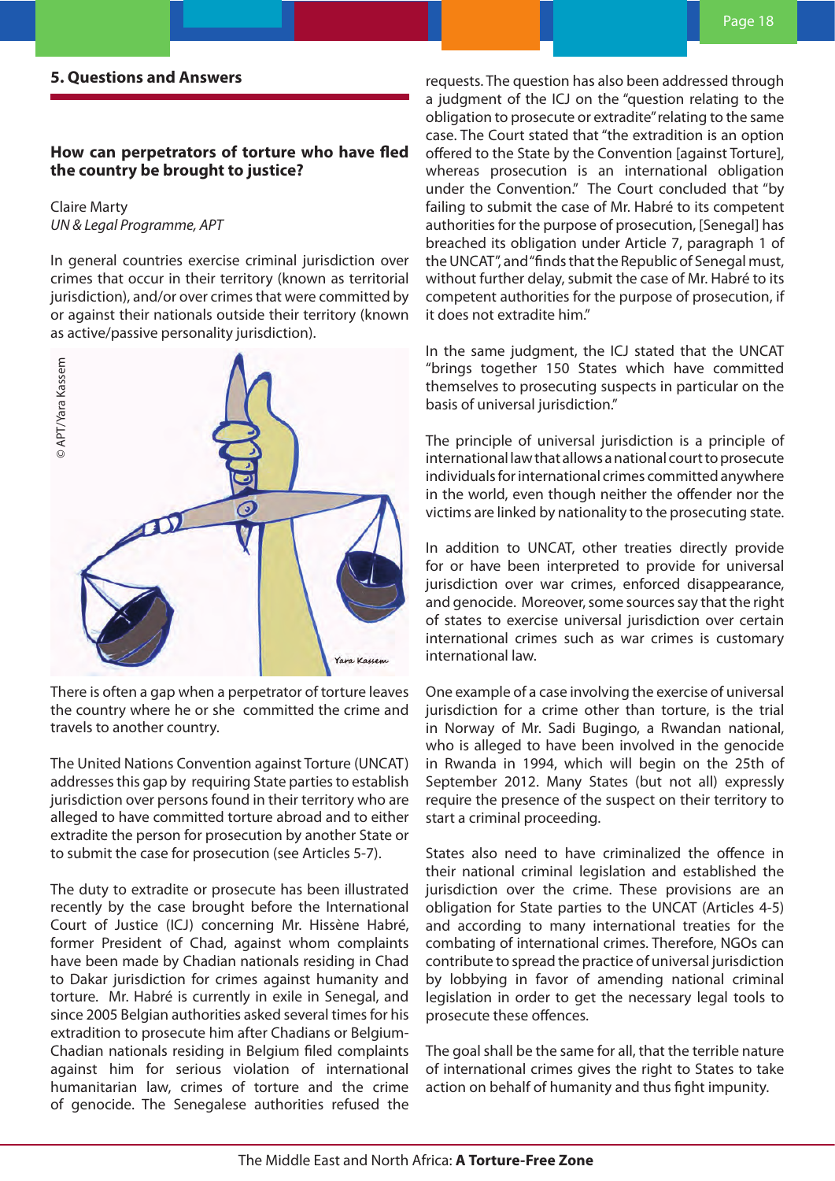## 5. Questions and Answers

### How can perpetrators of torture who have fled the country be brought to justice?

Claire Marty
*UN & Legal Programme, APT*

In general countries exercise criminal jurisdiction over crimes that occur in their territory (known as territorial jurisdiction), and/or over crimes that were committed by or against their nationals outside their territory (known as active/passive personality jurisdiction).

© APT/Yara Kassem

There is often a gap when a perpetrator of torture leaves the country where he or she committed the crime and travels to another country.

The United Nations Convention against Torture (UNCAT) addresses this gap by requiring State parties to establish jurisdiction over persons found in their territory who are alleged to have committed torture abroad and to either extradite the person for prosecution by another State or to submit the case for prosecution (see Articles 5-7).

The duty to extradite or prosecute has been illustrated recently by the case brought before the International Court of Justice (ICJ) concerning Mr. Hissène Habré, former President of Chad, against whom complaints have been made by Chadian nationals residing in Chad to Dakar jurisdiction for crimes against humanity and torture. Mr. Habré is currently in exile in Senegal, and since 2005 Belgian authorities asked several times for his extradition to prosecute him after Chadians or Belgium-Chadian nationals residing in Belgium filed complaints against him for serious violation of international humanitarian law, crimes of torture and the crime of genocide. The Senegalese authorities refused the requests. The question has also been addressed through a judgment of the ICJ on the "question relating to the obligation to prosecute or extradite" relating to the same case. The Court stated that "the extradition is an option offered to the State by the Convention [against Torture], whereas prosecution is an international obligation under the Convention." The Court concluded that "by failing to submit the case of Mr. Habré to its competent authorities for the purpose of prosecution, [Senegal] has breached its obligation under Article 7, paragraph 1 of the UNCAT", and "finds that the Republic of Senegal must, without further delay, submit the case of Mr. Habré to its competent authorities for the purpose of prosecution, if it does not extradite him."

In the same judgment, the ICJ stated that the UNCAT "brings together 150 States which have committed themselves to prosecuting suspects in particular on the basis of universal jurisdiction."

The principle of universal jurisdiction is a principle of international law that allows a national court to prosecute individuals for international crimes committed anywhere in the world, even though neither the offender nor the victims are linked by nationality to the prosecuting state.

In addition to UNCAT, other treaties directly provide for or have been interpreted to provide for universal jurisdiction over war crimes, enforced disappearance, and genocide. Moreover, some sources say that the right of states to exercise universal jurisdiction over certain international crimes such as war crimes is customary international law.

One example of a case involving the exercise of universal jurisdiction for a crime other than torture, is the trial in Norway of Mr. Sadi Bugingo, a Rwandan national, who is alleged to have been involved in the genocide in Rwanda in 1994, which will begin on the 25th of September 2012. Many States (but not all) expressly require the presence of the suspect on their territory to start a criminal proceeding.

States also need to have criminalized the offence in their national criminal legislation and established the jurisdiction over the crime. These provisions are an obligation for State parties to the UNCAT (Articles 4-5) and according to many international treaties for the combating of international crimes. Therefore, NGOs can contribute to spread the practice of universal jurisdiction by lobbying in favor of amending national criminal legislation in order to get the necessary legal tools to prosecute these offences.

The goal shall be the same for all, that the terrible nature of international crimes gives the right to States to take action on behalf of humanity and thus fight impunity.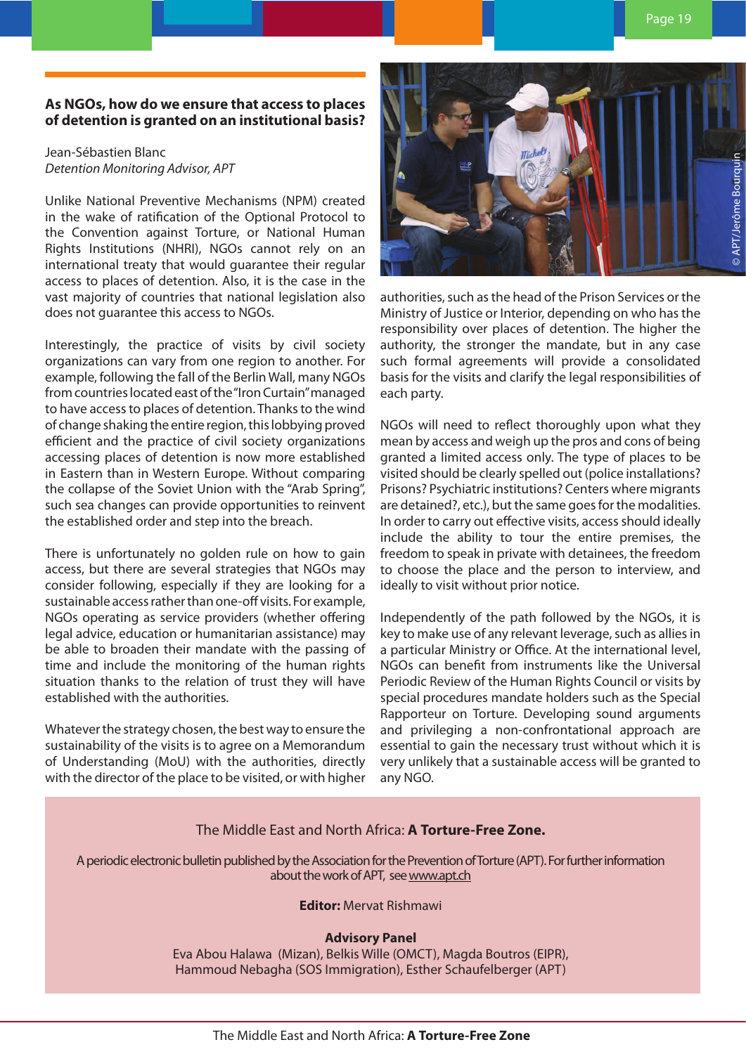### As NGOs, how do we ensure that access to places of detention is granted on an institutional basis?

Jean-Sébastien Blanc
*Detention Monitoring Advisor, APT*

Unlike National Preventive Mechanisms (NPM) created in the wake of ratification of the Optional Protocol to the Convention against Torture, or National Human Rights Institutions (NHRI), NGOs cannot rely on an international treaty that would guarantee their regular access to places of detention. Also, it is the case in the vast majority of countries that national legislation also does not guarantee this access to NGOs.

Interestingly, the practice of visits by civil society organizations can vary from one region to another. For example, following the fall of the Berlin Wall, many NGOs from countries located east of the "Iron Curtain" managed to have access to places of detention. Thanks to the wind of change shaking the entire region, this lobbying proved efficient and the practice of civil society organizations accessing places of detention is now more established in Eastern than in Western Europe. Without comparing the collapse of the Soviet Union with the "Arab Spring", such sea changes can provide opportunities to reinvent the established order and step into the breach.

There is unfortunately no golden rule on how to gain access, but there are several strategies that NGOs may consider following, especially if they are looking for a sustainable access rather than one-off visits. For example, NGOs operating as service providers (whether offering legal advice, education or humanitarian assistance) may be able to broaden their mandate with the passing of time and include the monitoring of the human rights situation thanks to the relation of trust they will have established with the authorities.

Whatever the strategy chosen, the best way to ensure the sustainability of the visits is to agree on a Memorandum of Understanding (MoU) with the authorities, directly with the director of the place to be visited, or with higher authorities, such as the head of the Prison Services or the Ministry of Justice or Interior, depending on who has the responsibility over places of detention. The higher the authority, the stronger the mandate, but in any case such formal agreements will provide a consolidated basis for the visits and clarify the legal responsibilities of each party.

© APT/Jerôme Bourquin

NGOs will need to reflect thoroughly upon what they mean by access and weigh up the pros and cons of being granted a limited access only. The type of places to be visited should be clearly spelled out (police installations? Prisons? Psychiatric institutions? Centers where migrants are detained?, etc.), but the same goes for the modalities. In order to carry out effective visits, access should ideally include the ability to tour the entire premises, the freedom to speak in private with detainees, the freedom to choose the place and the person to interview, and ideally to visit without prior notice.

Independently of the path followed by the NGOs, it is key to make use of any relevant leverage, such as allies in a particular Ministry or Office. At the international level, NGOs can benefit from instruments like the Universal Periodic Review of the Human Rights Council or visits by special procedures mandate holders such as the Special Rapporteur on Torture. Developing sound arguments and privileging a non-confrontational approach are essential to gain the necessary trust without which it is very unlikely that a sustainable access will be granted to any NGO.

---

The Middle East and North Africa: **A Torture-Free Zone.**

A periodic electronic bulletin published by the Association for the Prevention of Torture (APT). For further information about the work of APT, see www.apt.ch

**Editor:** Mervat Rishmawi

**Advisory Panel**
Eva Abou Halawa (Mizan), Belkis Wille (OMCT), Magda Boutros (EIPR), Hammoud Nebagha (SOS Immigration), Esther Schaufelberger (APT)